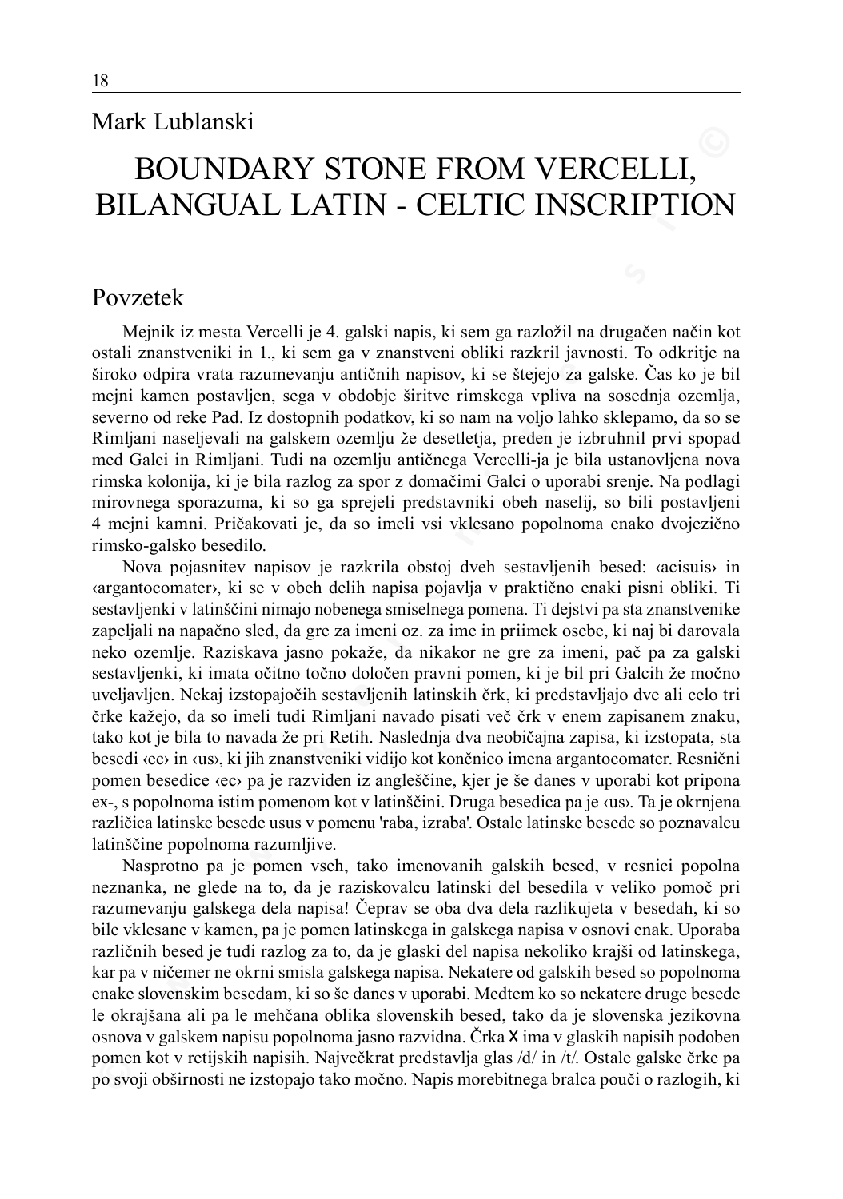Mark Lublanski

# BOUNDARY STONE FROM VERCELLI, BILANGUAL LATIN - CELTIC INSCRIPTION

## Povzetek

Mejnik iz mesta Vercelli je 4. galski napis, ki sem ga razložil na drugačen način kot ostali znanstveniki in 1., ki sem ga v znanstveni obliki razkril javnosti. To odkritje na široko odpira vrata razumevanju antičnih napisov, ki se štejejo za galske. Čas ko je bil mejni kamen postavljen, sega v obdobje širitve rimskega vpliva na sosednja ozemlja, severno od reke Pad. Iz dostopnih podatkov, ki so nam na voljo lahko sklepamo, da so se Rimljani naseljevali na galskem ozemlju že desetletja, preden je izbruhnil prvi spopad med Galci in Rimljani. Tudi na ozemlju antičnega Vercelli-ja je bila ustanovljena nova rimska kolonija, ki je bila razlog za spor z domačimi Galci o uporabi srenje. Na podlagi mirovnega sporazuma, ki so ga sprejeli predstavniki obeh naselij, so bili postavljeni 4 mejni kamni. Pričakovati je, da so imeli vsi vklesano popolnoma enako dvojezično rimsko-galsko besedilo.

Nova pojasnitev napisov je razkrila obstoj dveh sestavljenih besed: ‹acisuis› in ‹argantocomater›, ki se v obeh delih napisa pojavlja v praktično enaki pisni obliki. Ti sestavljenki v latinščini nimajo nobenega smiselnega pomena. Ti dejstvi pa sta znanstvenike zapeljali na napačno sled, da gre za imeni oz. za ime in priimek osebe, ki naj bi darovala neko ozemlje. Raziskava jasno pokaže, da nikakor ne gre za imeni, pač pa za galski sestavljenki, ki imata očitno točno določen pravni pomen, ki je bil pri Galcih že močno uveljavljen. Nekaj izstopajočih sestavljenih latinskih črk, ki predstavljajo dve ali celo tri črke kažejo, da so imeli tudi Rimljani navado pisati več črk v enem zapisanem znaku, tako kot je bila to navada že pri Retih. Naslednja dva neobičajna zapisa, ki izstopata, sta besedi ‹ec› in ‹us›, ki jih znanstveniki vidijo kot končnico imena argantocomater. Resnični pomen besedice ‹ec› pa je razviden iz angleščine, kjer je še danes v uporabi kot pripona ex-, s popolnoma istim pomenom kot v latinščini. Druga besedica pa je ‹us›. Ta je okrnjena različica latinske besede usus v pomenu 'raba, izraba'. Ostale latinske besede so poznavalcu latinščine popolnoma razumljive.

Nasprotno pa je pomen vseh, tako imenovanih galskih besed, v resnici popolna neznanka, ne glede na to, da je raziskovalcu latinski del besedila v veliko pomoč pri razumevanju galskega dela napisa! Čeprav se oba dva dela razlikujeta v besedah, ki so bile vklesane v kamen, pa je pomen latinskega in galskega napisa v osnovi enak. Uporaba različnih besed je tudi razlog za to, da je glaski del napisa nekoliko krajši od latinskega, kar pa v ničemer ne okrni smisla galskega napisa. Nekatere od galskih besed so popolnoma enake slovenskim besedam, ki so še danes v uporabi. Medtem ko so nekatere druge besede le okrajšana ali pa le mehčana oblika slovenskih besed, tako da je slovenska jezikovna osnova v galskem napisu popolnoma jasno razvidna. Črka X ima v glaskih napisih podoben pomen kot v retijskih napisih. Največkrat predstavlja glas /d/ in /t/. Ostale galske črke pa po svoji obširnosti ne izstopajo tako močno. Napis morebitnega bralca pouči o razlogih, ki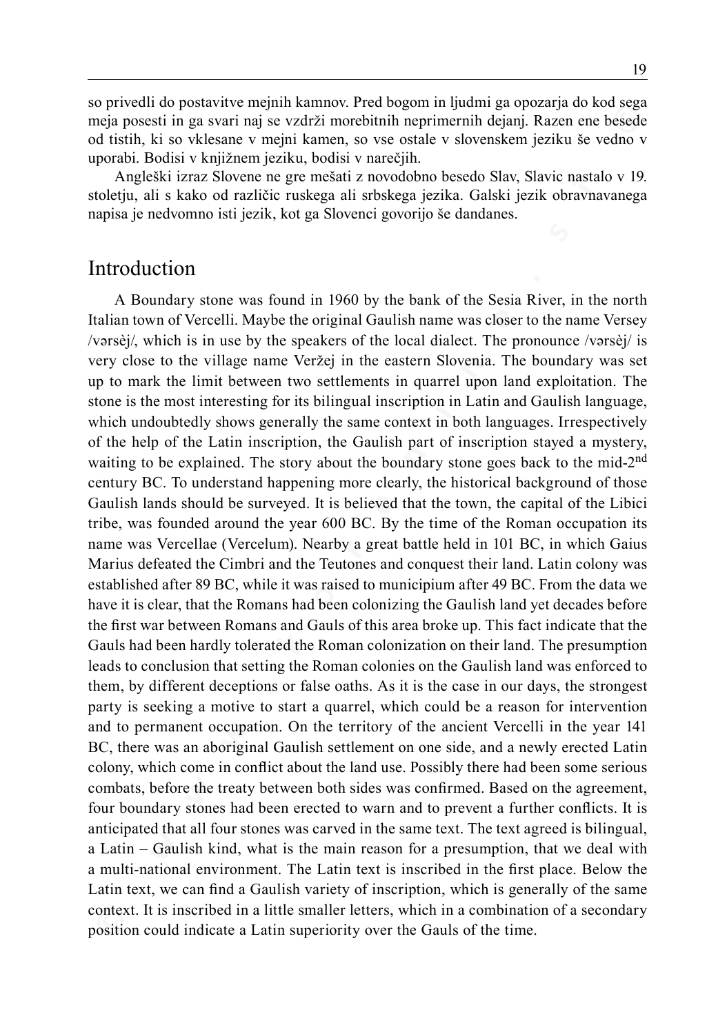so privedli do postavitve mejnih kamnov. Pred bogom in ljudmi ga opozarja do kod sega meja posesti in ga svari naj se vzdrži morebitnih neprimernih dejanj. Razen ene besede od tistih, ki so vklesane v mejni kamen, so vse ostale v slovenskem jeziku še vedno v uporabi. Bodisi v knjižnem jeziku, bodisi v narečjih.

Angleški izraz Slovene ne gre mešati z novodobno besedo Slav, Slavic nastalo v 19. stoletju, ali s kako od različic ruskega ali srbskega jezika. Galski jezik obravnavanega napisa je nedvomno isti jezik, kot ga Slovenci govorijo še dandanes.

## Introduction

A Boundary stone was found in 1960 by the bank of the Sesia River, in the north Italian town of Vercelli. Maybe the original Gaulish name was closer to the name Versey /vərsèj/, which is in use by the speakers of the local dialect. The pronounce /vərsèj/ is very close to the village name Veržej in the eastern Slovenia. The boundary was set up to mark the limit between two settlements in quarrel upon land exploitation. The stone is the most interesting for its bilingual inscription in Latin and Gaulish language, which undoubtedly shows generally the same context in both languages. Irrespectively of the help of the Latin inscription, the Gaulish part of inscription stayed a mystery, waiting to be explained. The story about the boundary stone goes back to the mid-2nd century BC. To understand happening more clearly, the historical background of those Gaulish lands should be surveyed. It is believed that the town, the capital of the Libici tribe, was founded around the year 600 BC. By the time of the Roman occupation its name was Vercellae (Vercelum). Nearby a great battle held in 101 BC, in which Gaius Marius defeated the Cimbri and the Teutones and conquest their land. Latin colony was established after 89 BC, while it was raised to municipium after 49 BC. From the data we have it is clear, that the Romans had been colonizing the Gaulish land yet decades before the first war between Romans and Gauls of this area broke up. This fact indicate that the Gauls had been hardly tolerated the Roman colonization on their land. The presumption leads to conclusion that setting the Roman colonies on the Gaulish land was enforced to them, by different deceptions or false oaths. As it is the case in our days, the strongest party is seeking a motive to start a quarrel, which could be a reason for intervention and to permanent occupation. On the territory of the ancient Vercelli in the year 141 BC, there was an aboriginal Gaulish settlement on one side, and a newly erected Latin colony, which come in conflict about the land use. Possibly there had been some serious combats, before the treaty between both sides was confirmed. Based on the agreement, four boundary stones had been erected to warn and to prevent a further conflicts. It is anticipated that all four stones was carved in the same text. The text agreed is bilingual, a Latin – Gaulish kind, what is the main reason for a presumption, that we deal with a multi-national environment. The Latin text is inscribed in the first place. Below the Latin text, we can find a Gaulish variety of inscription, which is generally of the same context. It is inscribed in a little smaller letters, which in a combination of a secondary position could indicate a Latin superiority over the Gauls of the time.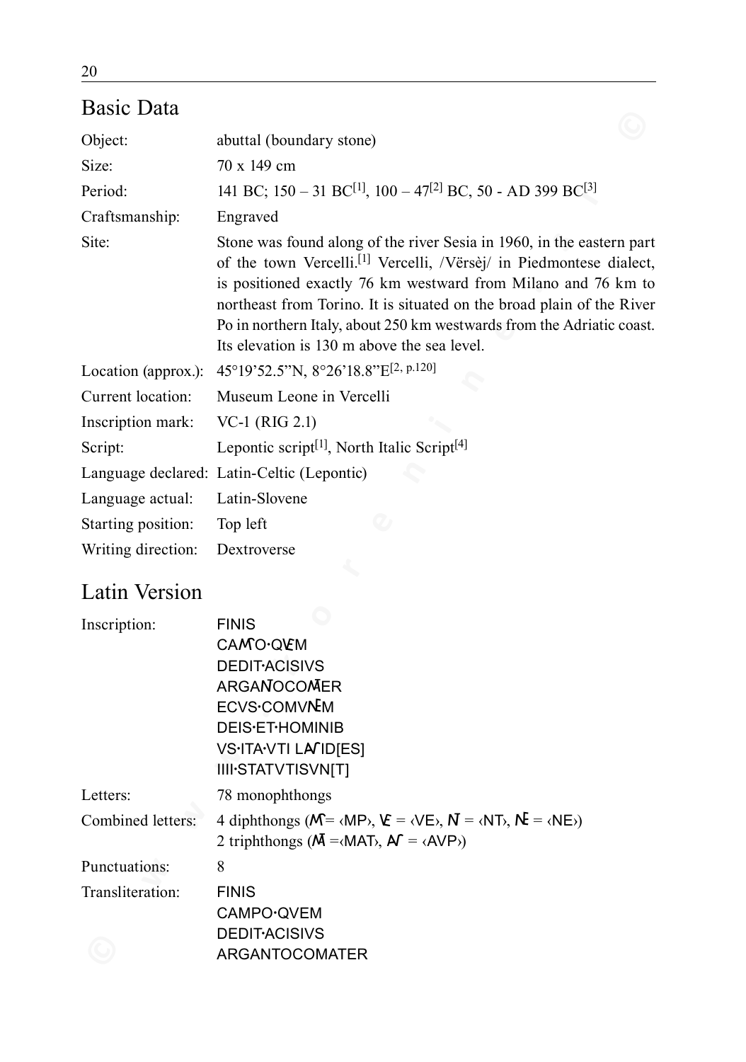## Basic Data

| | |
|---|---|
| Object: | abuttal (boundary stone) |
| Size: | 70 x 149 cm |
| Period: | 141 BC; 150 – 31 BC[1], 100 – 47[2] BC, 50 - AD 399 BC[3] |
| Craftsmanship: | Engraved |
| Site: | Stone was found along of the river Sesia in 1960, in the eastern part of the town Vercelli.[1] Vercelli, /Vërsèj/ in Piedmontese dialect, is positioned exactly 76 km westward from Milano and 76 km to northeast from Torino. It is situated on the broad plain of the River Po in northern Italy, about 250 km westwards from the Adriatic coast. Its elevation is 130 m above the sea level. |
| Location (approx.): | 45°19'52.5"N, 8°26'18.8"E[2, p.120] |
| Current location: | Museum Leone in Vercelli |
| Inscription mark: | VC-1 (RIG 2.1) |
| Script: | Lepontic script[1], North Italic Script[4] |
| Language declared: | Latin-Celtic (Lepontic) |
| Language actual: | Latin-Slovene |
| Starting position: | Top left |
| Writing direction: | Dextroverse |

## Latin Version

Inscription:

FINIS
CAMPO·QVEM
DEDIT·ACISIVS
ARGANTOCOMATER
ECVS·COMVNEM
DEIS·ET·HOMINIB
VS·ITA·VTI LAVPID[ES]
IIII·STATVTISVN[T]

Letters: 78 monophthongs

Combined letters: 4 diphthongs (MP = ‹MP›, VE = ‹VE›, NT = ‹NT›, NE = ‹NE›)
2 triphthongs (MAT =‹MAT›, AVP = ‹AVP›)

Punctuations: 8

Transliteration:

FINIS
CAMPO·QVEM
DEDIT·ACISIVS
ARGANTOCOMATER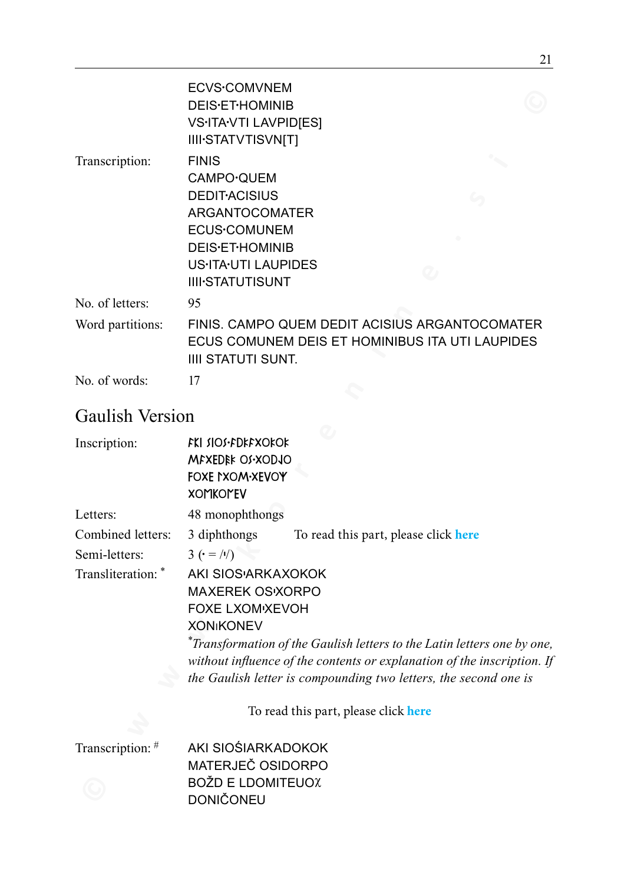ECVS·COMVNEM
DEIS·ET·HOMINIB
VS·ITA·VTI LAVPID[ES]
IIII·STATVTISVN[T]

Transcription: FINIS
CAMPO·QUEM
DEDIT·ACISIUS
ARGANTOCOMATER
ECUS·COMUNEM
DEIS·ET·HOMINIB
US·ITA·UTI LAUPIDES
IIII·STATUTISUNT

No. of letters: 95

Word partitions: FINIS. CAMPO QUEM DEDIT ACISIUS ARGANTOCOMATER ECUS COMUNEM DEIS ET HOMINIBUS ITA UTI LAUPIDES IIII STATUTI SUNT.

No. of words: 17

## Gaulish Version

Inscription: ꓘKI ꟅIOꟅ·ꓘDꓘꓘXOꓘOꓘ
MꓘXEDꓘꓘ OꟅ·XODꓩO
FOXE ꓩXOM·XEVOY
XOMKOMEV

Letters: 48 monophthongs

Combined letters: 3 diphthongs To read this part, please click here

Semi-letters: 3 (· = /ᑊ/)

Transliteration: * AKI SIOSᑊARKAXOKOK
MAXEREK OSᑊXORPO
FOXE LXOMᑊXEVOH
XONᑊKONEV

*Transformation of the Gaulish letters to the Latin letters one by one, without influence of the contents or explanation of the inscription. If the Gaulish letter is compounding two letters, the second one is*

To read this part, please click here

Transcription: # AKI SIOŚIARKADOKOK
MATERJEČ OSIDORPO
BOŽD E LDOMITEUOꭓ
DONIČONEU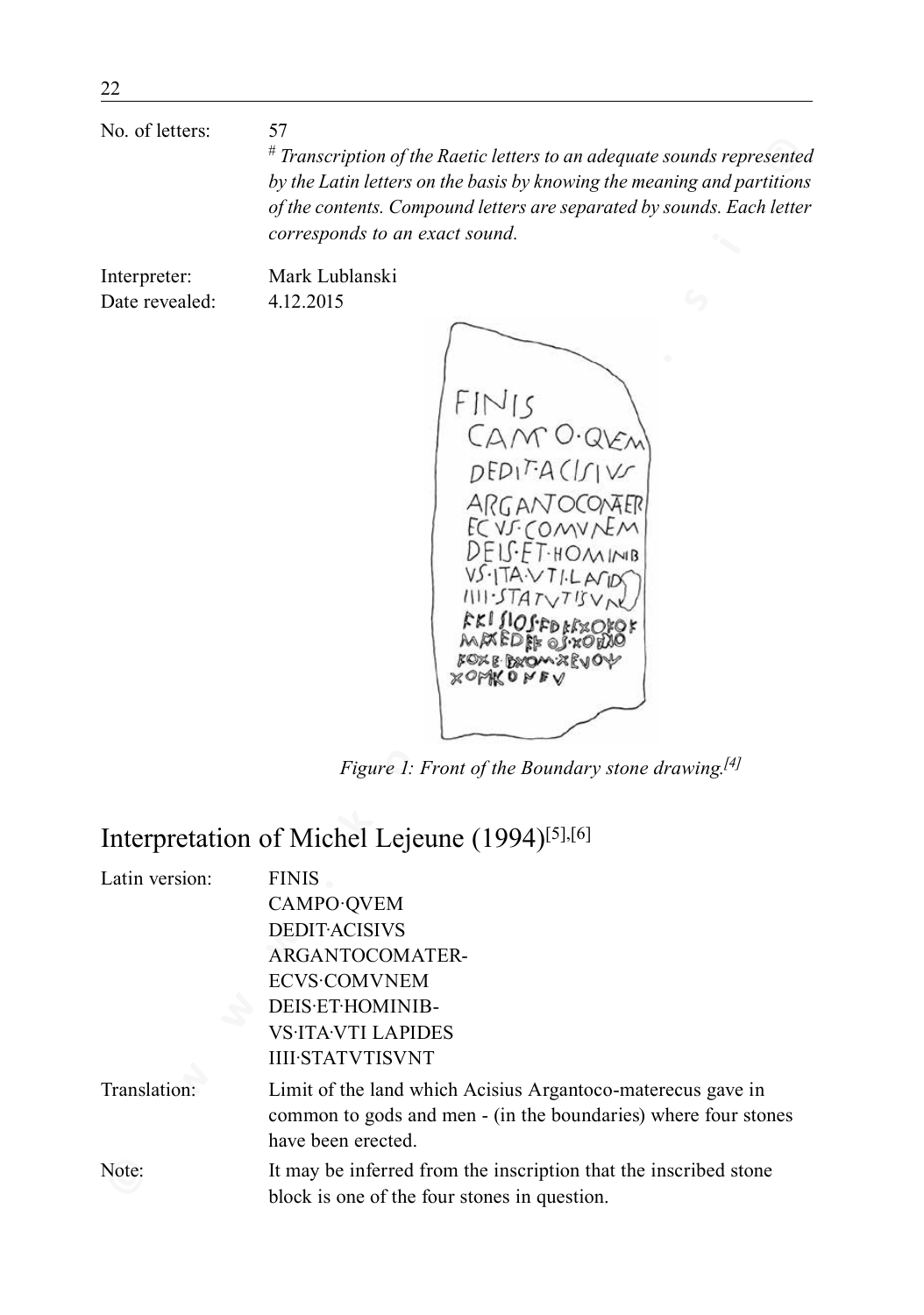No. of letters: 57

*# Transcription of the Raetic letters to an adequate sounds represented by the Latin letters on the basis by knowing the meaning and partitions of the contents. Compound letters are separated by sounds. Each letter corresponds to an exact sound.*

Interpreter: Mark Lublanski

Date revealed: 4.12.2015

*Figure 1: Front of the Boundary stone drawing.[4]*

## Interpretation of Michel Lejeune (1994)[5],[6]

Latin version:

FINIS
CAMPO·QVEM
DEDIT·ACISIVS
ARGANTOCOMATER-
ECVS·COMVNEM
DEIS·ET·HOMINIB-
VS·ITA·VTI LAPIDES
IIII·STATVTISVNT

Translation: Limit of the land which Acisius Argantoco-materecus gave in common to gods and men - (in the boundaries) where four stones have been erected.

Note: It may be inferred from the inscription that the inscribed stone block is one of the four stones in question.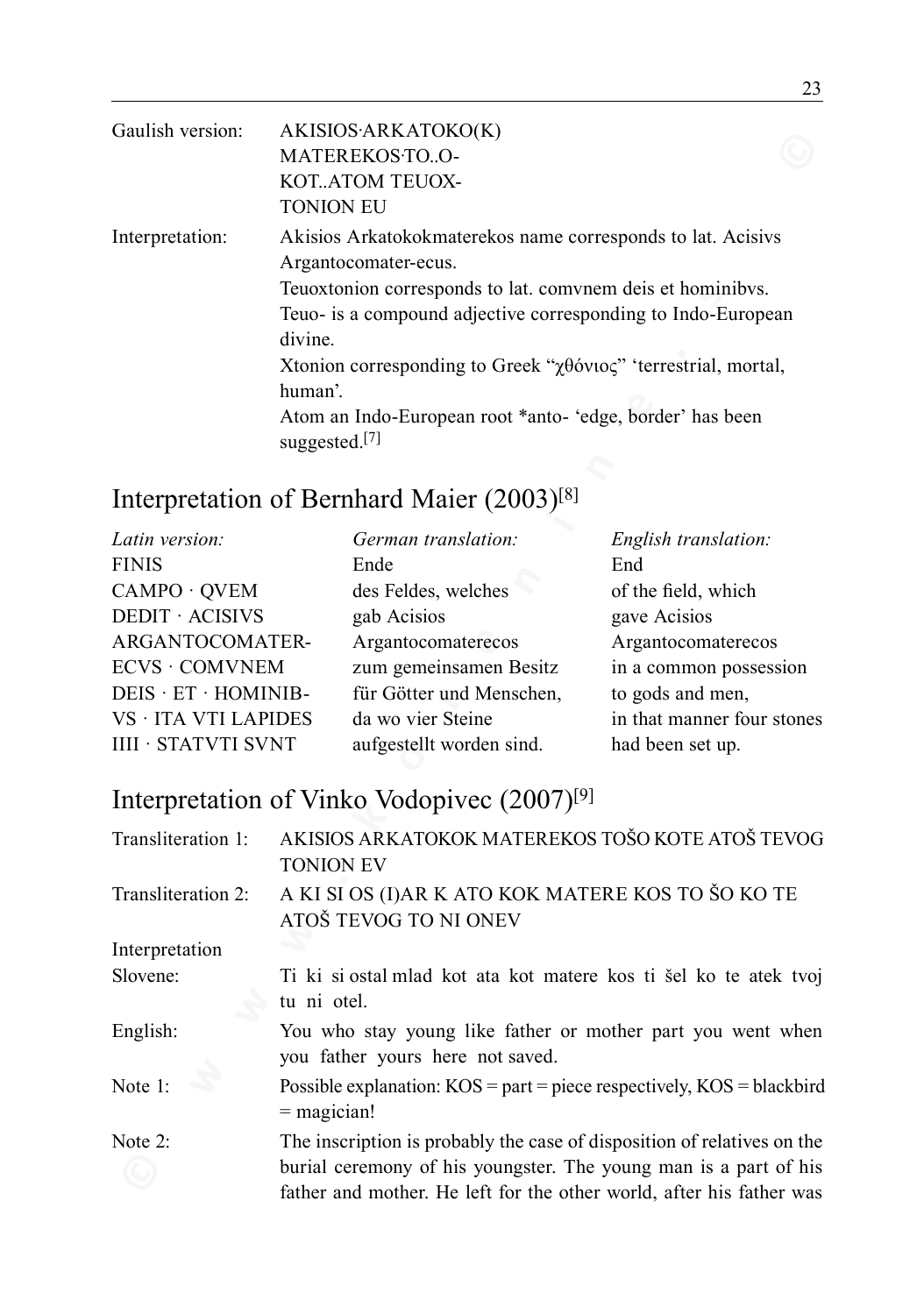| | |
|---|---|
| Gaulish version: | AKISIOS·ARKATOKO(K)<br>MATEREKOS·TO..O-<br>KOT..ATOM TEUOX-<br>TONION EU |
| Interpretation: | Akisios Arkatokokmaterekos name corresponds to lat. Acisivs Argantocomater-ecus.<br>Teuoxtonion corresponds to lat. comvnem deis et hominibvs.<br>Teuo- is a compound adjective corresponding to Indo-European divine.<br>Xtonion corresponding to Greek "χθόνιος" 'terrestrial, mortal, human'.<br>Atom an Indo-European root *anto- 'edge, border' has been suggested.[7] |

## Interpretation of Bernhard Maier (2003)[8]

| *Latin version:* | *German translation:* | *English translation:* |
|---|---|---|
| FINIS | Ende | End |
| CAMPO · QVEM | des Feldes, welches | of the field, which |
| DEDIT · ACISIVS | gab Acisios | gave Acisios |
| ARGANTOCOMATER- | Argantocomaterecos | Argantocomaterecos |
| ECVS · COMVNEM | zum gemeinsamen Besitz | in a common possession |
| DEIS · ET · HOMINIB- | für Götter und Menschen, | to gods and men, |
| VS · ITA VTI LAPIDES | da wo vier Steine | in that manner four stones |
| IIII · STATVTI SVNT | aufgestellt worden sind. | had been set up. |

## Interpretation of Vinko Vodopivec (2007)[9]

| | |
|---|---|
| Transliteration 1: | AKISIOS ARKATOKOK MATEREKOS TOŠO KOTE ATOŠ TEVOG TONION EV |
| Transliteration 2: | A KI SI OS (I)AR K ATO KOK MATERE KOS TO ŠO KO TE ATOŠ TEVOG TO NI ONEV |
| Interpretation Slovene: | Ti ki si ostal mlad kot ata kot matere kos ti šel ko te atek tvoj tu ni otel. |
| English: | You who stay young like father or mother part you went when you father yours here not saved. |
| Note 1: | Possible explanation: KOS = part = piece respectively, KOS = blackbird = magician! |
| Note 2: | The inscription is probably the case of disposition of relatives on the burial ceremony of his youngster. The young man is a part of his father and mother. He left for the other world, after his father was |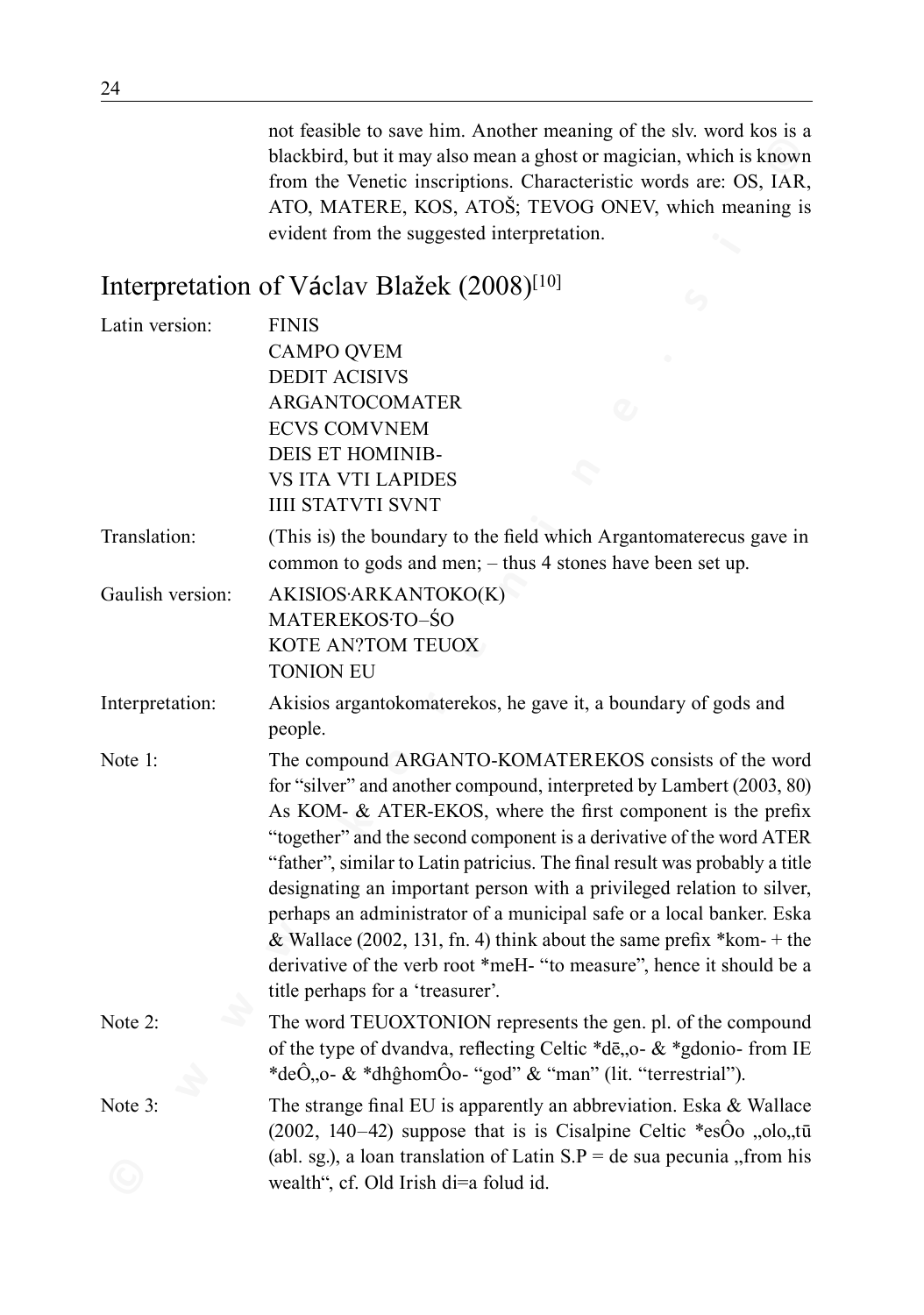not feasible to save him. Another meaning of the slv. word kos is a blackbird, but it may also mean a ghost or magician, which is known from the Venetic inscriptions. Characteristic words are: OS, IAR, ATO, MATERE, KOS, ATOŠ; TEVOG ONEV, which meaning is evident from the suggested interpretation.

## Interpretation of Václav Blažek (2008)[10]

| | |
|---|---|
| Latin version: | FINIS<br>CAMPO QVEM<br>DEDIT ACISIVS<br>ARGANTOCOMATER<br>ECVS COMVNEM<br>DEIS ET HOMINIB-<br>VS ITA VTI LAPIDES<br>IIII STATVTI SVNT |
| Translation: | (This is) the boundary to the field which Argantomaterecus gave in common to gods and men; – thus 4 stones have been set up. |
| Gaulish version: | AKISIOS·ARKANTOKO(K)<br>MATEREKOS·TO–ŚO<br>KOTE AN?TOM TEUOX<br>TONION EU |
| Interpretation: | Akisios argantokomaterekos, he gave it, a boundary of gods and people. |
| Note 1: | The compound ARGANTO-KOMATEREKOS consists of the word for "silver" and another compound, interpreted by Lambert (2003, 80) As KOM- & ATER-EKOS, where the first component is the prefix "together" and the second component is a derivative of the word ATER "father", similar to Latin patricius. The final result was probably a title designating an important person with a privileged relation to silver, perhaps an administrator of a municipal safe or a local banker. Eska & Wallace (2002, 131, fn. 4) think about the same prefix *kom- + the derivative of the verb root *meH- "to measure", hence it should be a title perhaps for a 'treasurer'. |
| Note 2: | The word TEUOXTONION represents the gen. pl. of the compound of the type of dvandva, reflecting Celtic *dē,,o- & *gdonio- from IE *deÔ,,o- & *dhĝhomÔo- "god" & "man" (lit. "terrestrial"). |
| Note 3: | The strange final EU is apparently an abbreviation. Eska & Wallace (2002, 140–42) suppose that is is Cisalpine Celtic *esÔo ,,olo,,tū (abl. sg.), a loan translation of Latin S.P = de sua pecunia ,,from his wealth", cf. Old Irish di=a folud id. |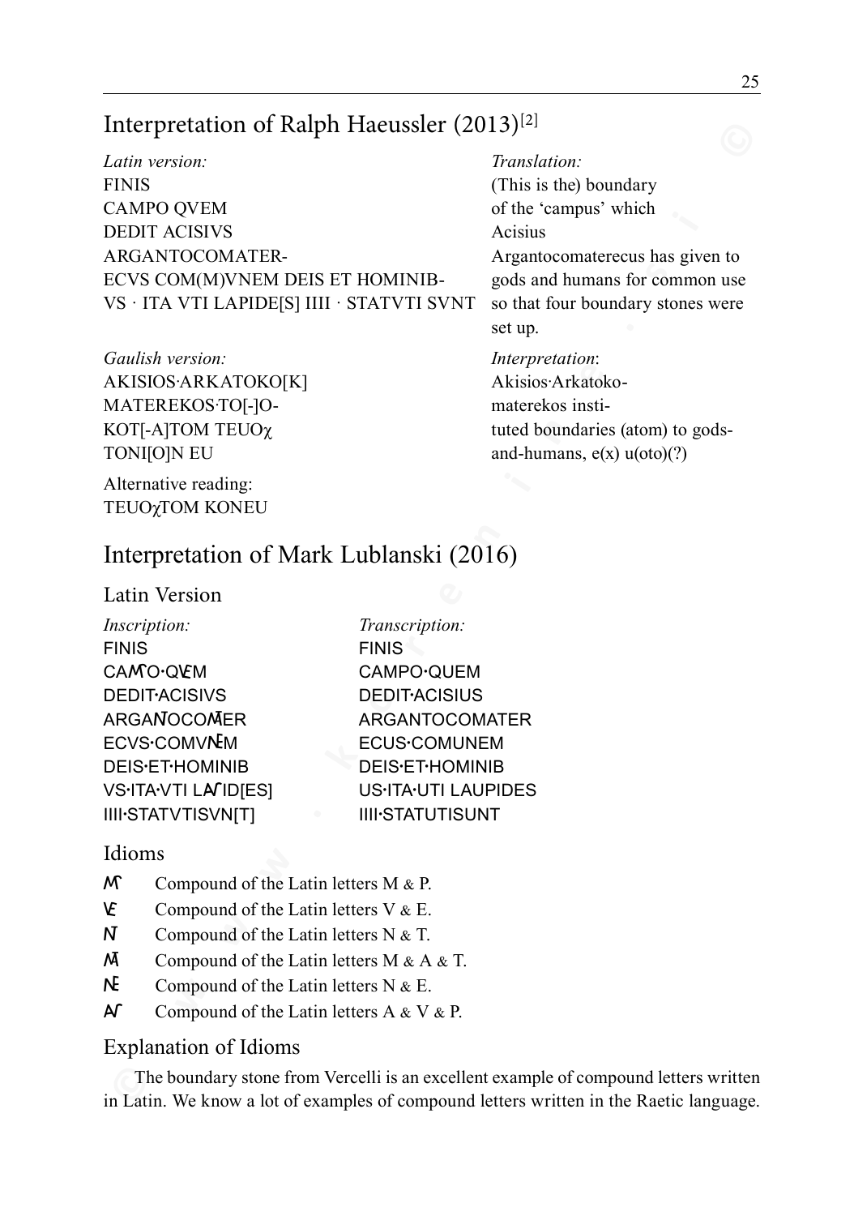## Interpretation of Ralph Haeussler (2013)[2]

| *Latin version:* | *Translation:* |
|---|---|
| FINIS | (This is the) boundary |
| CAMPO QVEM | of the 'campus' which |
| DEDIT ACISIVS | Acisius |
| ARGANTOCOMATER- | Argantocomaterecus has given to |
| ECVS COM(M)VNEM DEIS ET HOMINIB- | gods and humans for common use |
| VS · ITA VTI LAPIDE[S] IIII · STATVTI SVNT | so that four boundary stones were set up. |

| *Gaulish version:* | *Interpretation*: |
|---|---|
| AKISIOS·ARKATOKO[K] | Akisios·Arkatoko- |
| MATEREKOS·TO[-]O- | materekos insti- |
| KOT[-A]TOM TEUO$\chi$ | tuted boundaries (atom) to gods- |
| TONI[O]N EU | and-humans, e(x) u(oto)(?) |

Alternative reading:
TEUO$\chi$TOM KONEU

## Interpretation of Mark Lublanski (2016)

### Latin Version

| *Inscription:* | *Transcription:* |
|---|---|
| FINIS | FINIS |
| CAMꟼO·QVEM | CAMPO·QUEM |
| DEDIT·ACISIVS | DEDIT·ACISIUS |
| ARGANTOCOMATER | ARGANTOCOMATER |
| ECVS·COMVNEM | ECUS·COMUNEM |
| DEIS·ET·HOMINIB | DEIS·ET·HOMINIB |
| VS·ITA·VTI LAVPID[ES] | US·ITA·UTI LAUPIDES |
| IIII·STATVTISVN[T] | IIII·STATUTISUNT |

### Idioms

- **MP** Compound of the Latin letters M & P.
- **VE** Compound of the Latin letters V & E.
- **NT** Compound of the Latin letters N & T.
- **MAT** Compound of the Latin letters M & A & T.
- **NE** Compound of the Latin letters N & E.
- **AVP** Compound of the Latin letters A & V & P.

### Explanation of Idioms

The boundary stone from Vercelli is an excellent example of compound letters written in Latin. We know a lot of examples of compound letters written in the Raetic language.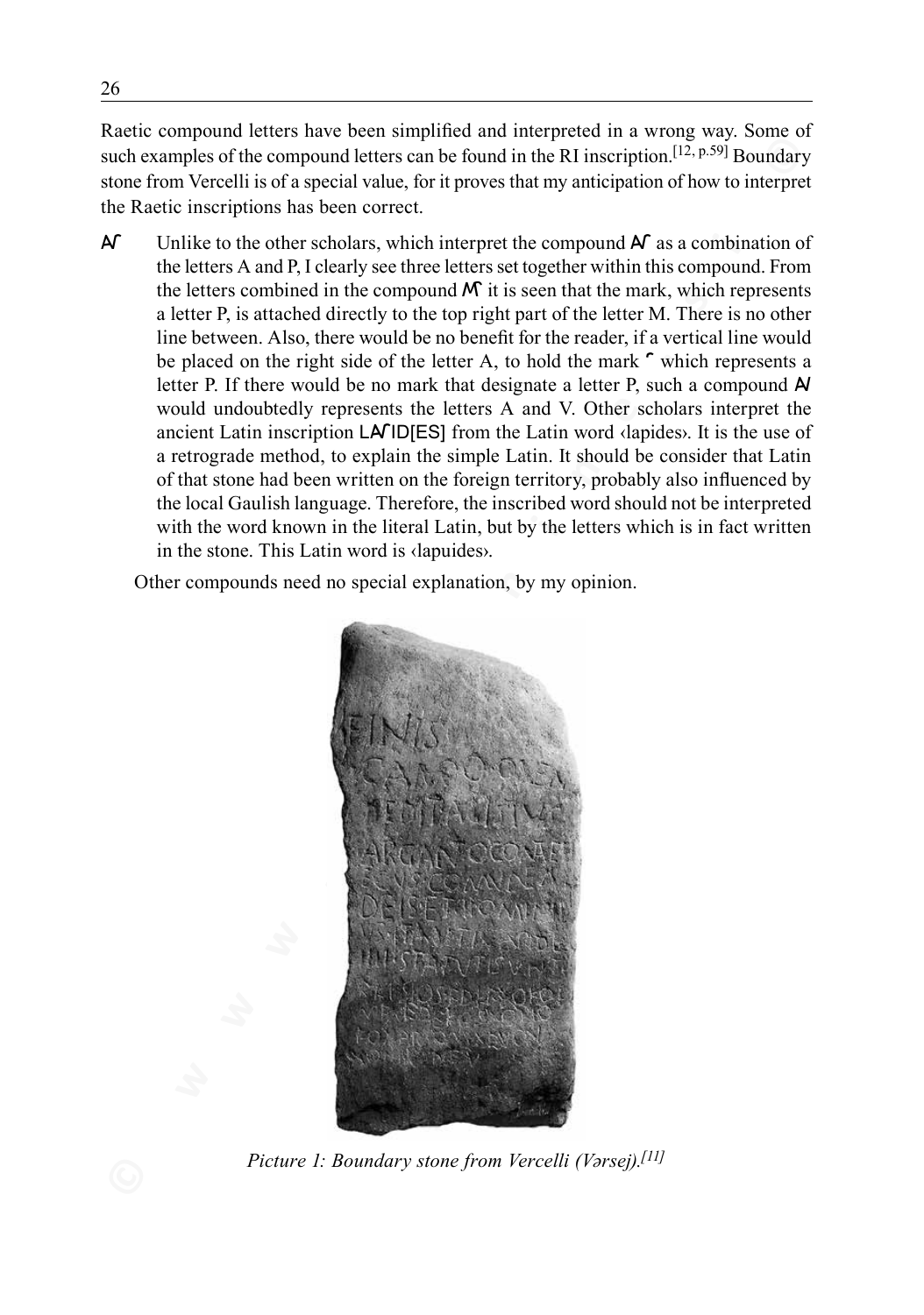Raetic compound letters have been simplified and interpreted in a wrong way. Some of such examples of the compound letters can be found in the RI inscription.[12, p.59] Boundary stone from Vercelli is of a special value, for it proves that my anticipation of how to interpret the Raetic inscriptions has been correct.

Aᒥ Unlike to the other scholars, which interpret the compound Aᒥ as a combination of the letters A and P, I clearly see three letters set together within this compound. From the letters combined in the compound Mᒥ it is seen that the mark, which represents a letter P, is attached directly to the top right part of the letter M. There is no other line between. Also, there would be no benefit for the reader, if a vertical line would be placed on the right side of the letter A, to hold the mark ᒥ which represents a letter P. If there would be no mark that designate a letter P, such a compound AI would undoubtedly represents the letters A and V. Other scholars interpret the ancient Latin inscription LAᒥID[ES] from the Latin word ‹lapides›. It is the use of a retrograde method, to explain the simple Latin. It should be consider that Latin of that stone had been written on the foreign territory, probably also influenced by the local Gaulish language. Therefore, the inscribed word should not be interpreted with the word known in the literal Latin, but by the letters which is in fact written in the stone. This Latin word is ‹lapuides›.

Other compounds need no special explanation, by my opinion.

*Picture 1: Boundary stone from Vercelli (Vərsej).[11]*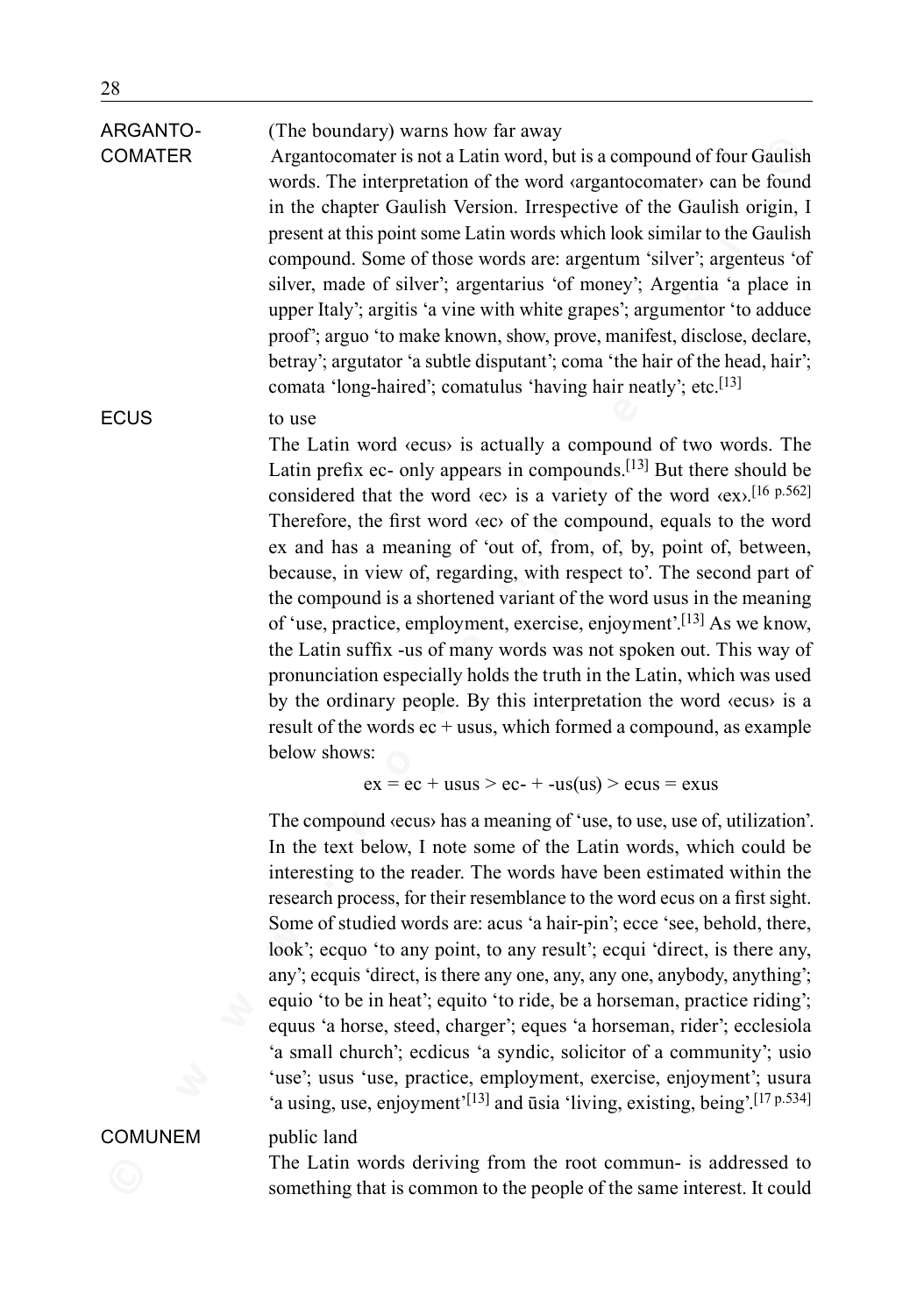**ARGANTOCOMATER** (The boundary) warns how far away

Argantocomater is not a Latin word, but is a compound of four Gaulish words. The interpretation of the word ‹argantocomater› can be found in the chapter Gaulish Version. Irrespective of the Gaulish origin, I present at this point some Latin words which look similar to the Gaulish compound. Some of those words are: argentum 'silver'; argenteus 'of silver, made of silver'; argentarius 'of money'; Argentia 'a place in upper Italy'; argitis 'a vine with white grapes'; argumentor 'to adduce proof'; arguo 'to make known, show, prove, manifest, disclose, declare, betray'; argutator 'a subtle disputant'; coma 'the hair of the head, hair'; comata 'long-haired'; comatulus 'having hair neatly'; etc.[13]

**ECUS** to use

The Latin word ‹ecus› is actually a compound of two words. The Latin prefix ec- only appears in compounds.[13] But there should be considered that the word ‹ec› is a variety of the word ‹ex›.[16 p.562] Therefore, the first word ‹ec› of the compound, equals to the word ex and has a meaning of 'out of, from, of, by, point of, between, because, in view of, regarding, with respect to'. The second part of the compound is a shortened variant of the word usus in the meaning of 'use, practice, employment, exercise, enjoyment'.[13] As we know, the Latin suffix -us of many words was not spoken out. This way of pronunciation especially holds the truth in the Latin, which was used by the ordinary people. By this interpretation the word ‹ecus› is a result of the words ec + usus, which formed a compound, as example below shows:

ex = ec + usus > ec- + -us(us) > ecus = exus

The compound ‹ecus› has a meaning of 'use, to use, use of, utilization'. In the text below, I note some of the Latin words, which could be interesting to the reader. The words have been estimated within the research process, for their resemblance to the word ecus on a first sight. Some of studied words are: acus 'a hair-pin'; ecce 'see, behold, there, look'; ecquo 'to any point, to any result'; ecqui 'direct, is there any, any'; ecquis 'direct, is there any one, any, any one, anybody, anything'; equio 'to be in heat'; equito 'to ride, be a horseman, practice riding'; equus 'a horse, steed, charger'; eques 'a horseman, rider'; ecclesiola 'a small church'; ecdicus 'a syndic, solicitor of a community'; usio 'use'; usus 'use, practice, employment, exercise, enjoyment'; usura 'a using, use, enjoyment'[13] and ūsia 'living, existing, being'.[17 p.534]

**COMUNEM** public land

The Latin words deriving from the root commun- is addressed to something that is common to the people of the same interest. It could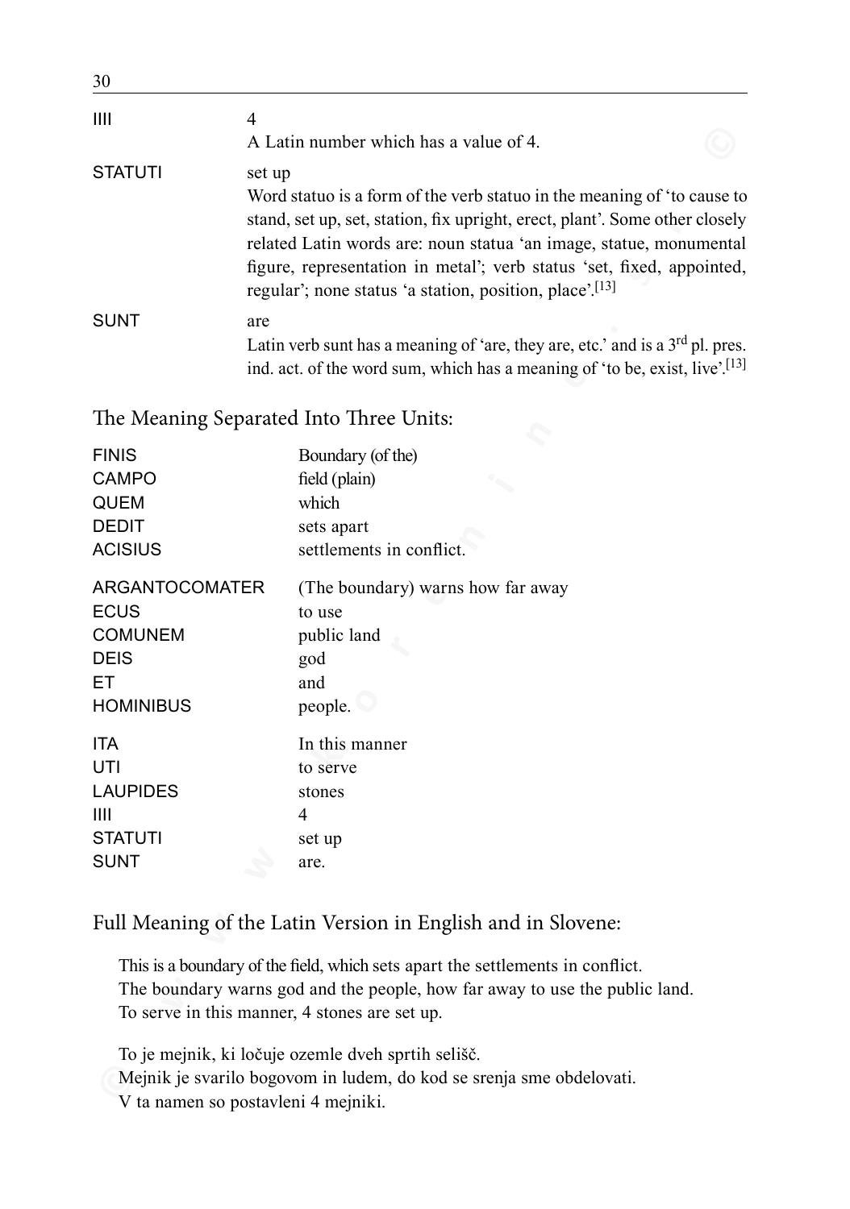| | |
|---|---|
| IIII | 4<br>A Latin number which has a value of 4. |
| STATUTI | set up<br>Word statuo is a form of the verb statuo in the meaning of 'to cause to stand, set up, set, station, fix upright, erect, plant'. Some other closely related Latin words are: noun statua 'an image, statue, monumental figure, representation in metal'; verb status 'set, fixed, appointed, regular'; none status 'a station, position, place'.[13] |
| SUNT | are<br>Latin verb sunt has a meaning of 'are, they are, etc.' and is a 3rd pl. pres. ind. act. of the word sum, which has a meaning of 'to be, exist, live'.[13] |

## The Meaning Separated Into Three Units:

| | |
|---|---|
| FINIS | Boundary (of the) |
| CAMPO | field (plain) |
| QUEM | which |
| DEDIT | sets apart |
| ACISIUS | settlements in conflict. |
| | |
| ARGANTOCOMATER | (The boundary) warns how far away |
| ECUS | to use |
| COMUNEM | public land |
| DEIS | god |
| ET | and |
| HOMINIBUS | people. |
| | |
| ITA | In this manner |
| UTI | to serve |
| LAUPIDES | stones |
| IIII | 4 |
| STATUTI | set up |
| SUNT | are. |

## Full Meaning of the Latin Version in English and in Slovene:

This is a boundary of the field, which sets apart the settlements in conflict.
The boundary warns god and the people, how far away to use the public land.
To serve in this manner, 4 stones are set up.

To je mejnik, ki ločuje ozemle dveh sprtih selišč.
Mejnik je svarilo bogovom in ludem, do kod se srenja sme obdelovati.
V ta namen so postavleni 4 mejniki.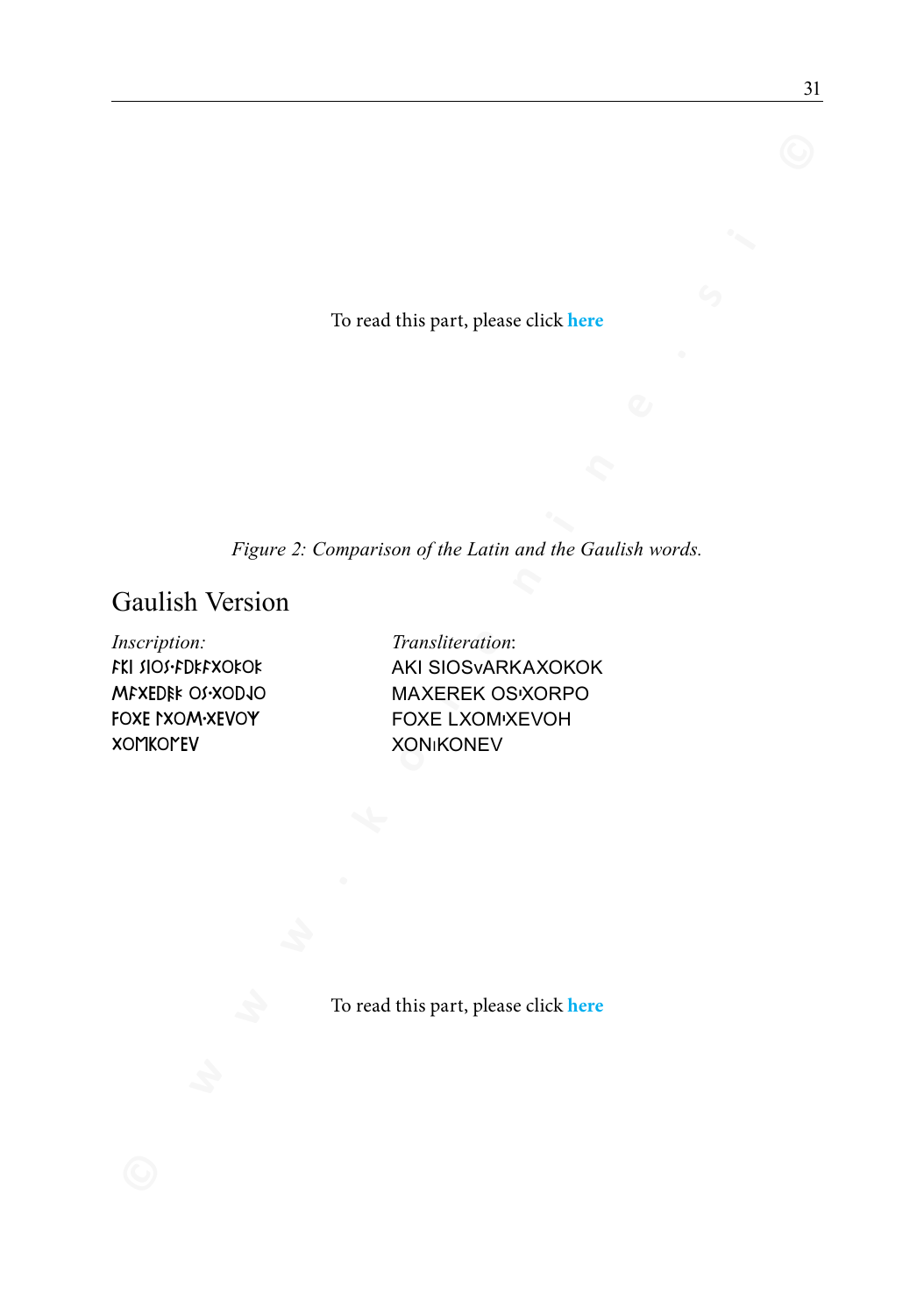To read this part, please click **here**

*Figure 2: Comparison of the Latin and the Gaulish words.*

## Gaulish Version

| *Inscription:* | *Transliteration*: |
|---|---|
| ᚨᛕI ʃIOʃ·ᚨDᛕᚨXOᛕOᛕ | AKI SIOSvARKAXOKOK |
| MᚨXEDᛒᛕ Oʃ·XODᛇO | MAXEREK OSᑊXORPO |
| FOXE ᛚXOM·XEVOY | FOXE LXOMᑊXEVOH |
| XOᛗKOᛗEV | XONıKONEV |

To read this part, please click **here**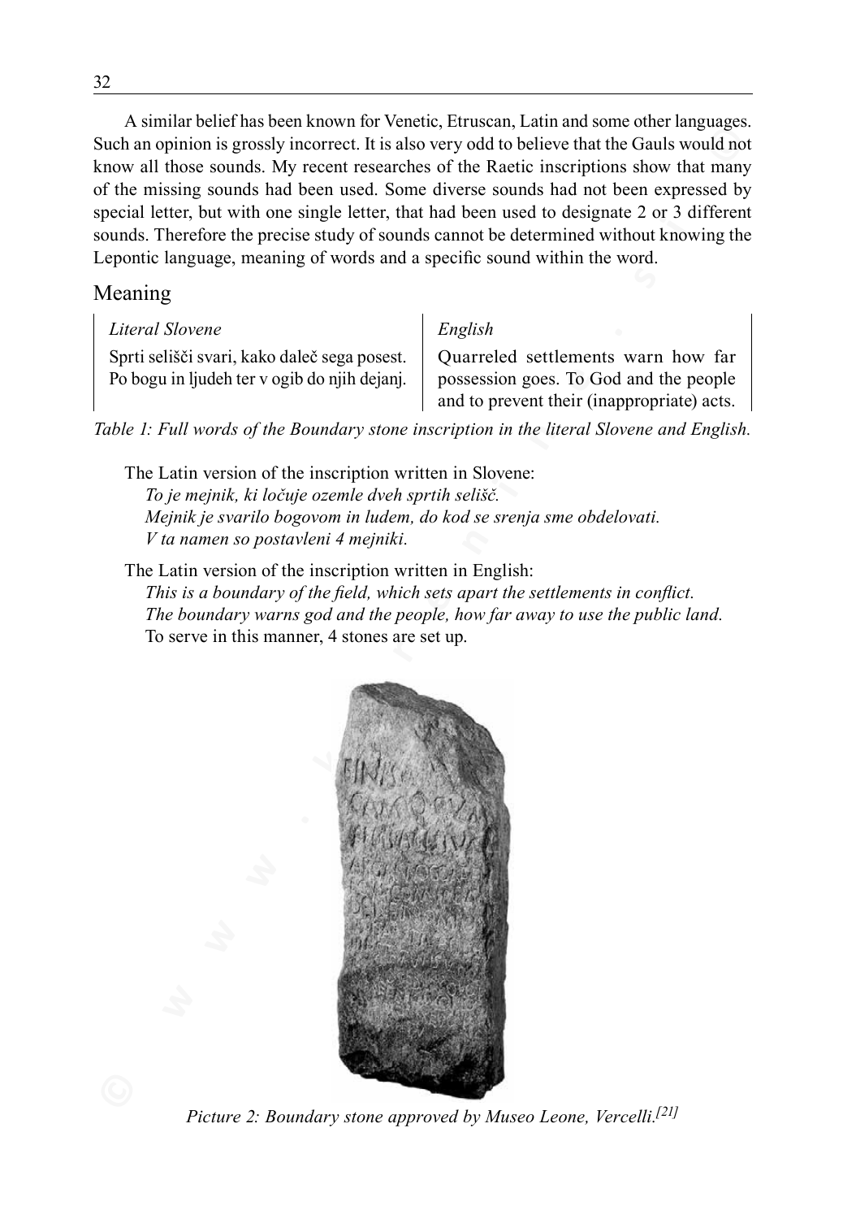A similar belief has been known for Venetic, Etruscan, Latin and some other languages. Such an opinion is grossly incorrect. It is also very odd to believe that the Gauls would not know all those sounds. My recent researches of the Raetic inscriptions show that many of the missing sounds had been used. Some diverse sounds had not been expressed by special letter, but with one single letter, that had been used to designate 2 or 3 different sounds. Therefore the precise study of sounds cannot be determined without knowing the Lepontic language, meaning of words and a specific sound within the word.

## Meaning

| *Literal Slovene* | *English* |
|---|---|
| Sprti selišči svari, kako daleč sega posest. Po bogu in ljudeh ter v ogib do njih dejanj. | Quarreled settlements warn how far possession goes. To God and the people and to prevent their (inappropriate) acts. |

*Table 1: Full words of the Boundary stone inscription in the literal Slovene and English.*

The Latin version of the inscription written in Slovene:

*To je mejnik, ki ločuje ozemle dveh sprtih selišč.*
*Mejnik je svarilo bogovom in ludem, do kod se srenja sme obdelovati.*
*V ta namen so postavleni 4 mejniki.*

The Latin version of the inscription written in English:

*This is a boundary of the field, which sets apart the settlements in conflict.*
*The boundary warns god and the people, how far away to use the public land.*
To serve in this manner, 4 stones are set up.

*Picture 2: Boundary stone approved by Museo Leone, Vercelli.[21]*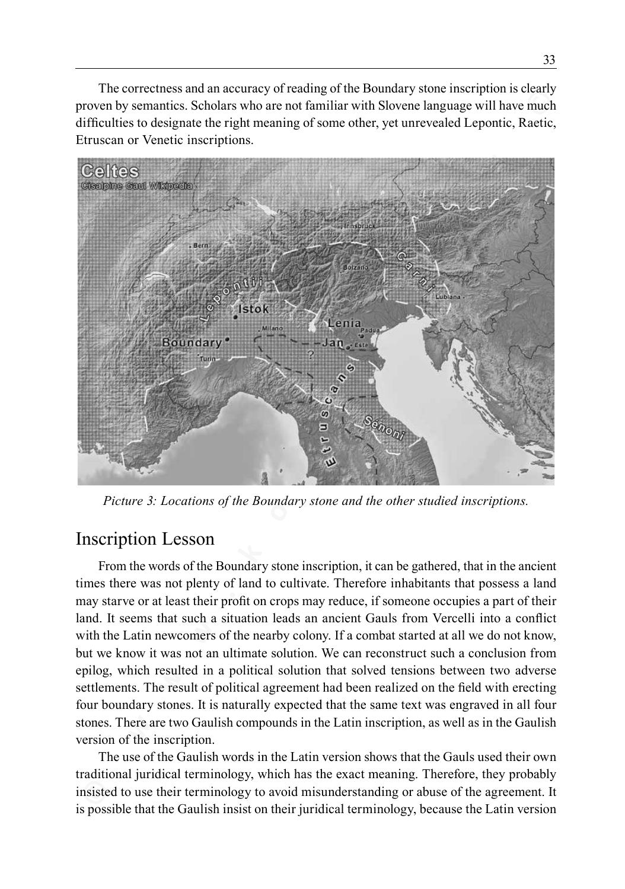The correctness and an accuracy of reading of the Boundary stone inscription is clearly proven by semantics. Scholars who are not familiar with Slovene language will have much difficulties to designate the right meaning of some other, yet unrevealed Lepontic, Raetic, Etruscan or Venetic inscriptions.

*Picture 3: Locations of the Boundary stone and the other studied inscriptions.*

## Inscription Lesson

From the words of the Boundary stone inscription, it can be gathered, that in the ancient times there was not plenty of land to cultivate. Therefore inhabitants that possess a land may starve or at least their profit on crops may reduce, if someone occupies a part of their land. It seems that such a situation leads an ancient Gauls from Vercelli into a conflict with the Latin newcomers of the nearby colony. If a combat started at all we do not know, but we know it was not an ultimate solution. We can reconstruct such a conclusion from epilog, which resulted in a political solution that solved tensions between two adverse settlements. The result of political agreement had been realized on the field with erecting four boundary stones. It is naturally expected that the same text was engraved in all four stones. There are two Gaulish compounds in the Latin inscription, as well as in the Gaulish version of the inscription.

The use of the Gaulish words in the Latin version shows that the Gauls used their own traditional juridical terminology, which has the exact meaning. Therefore, they probably insisted to use their terminology to avoid misunderstanding or abuse of the agreement. It is possible that the Gaulish insist on their juridical terminology, because the Latin version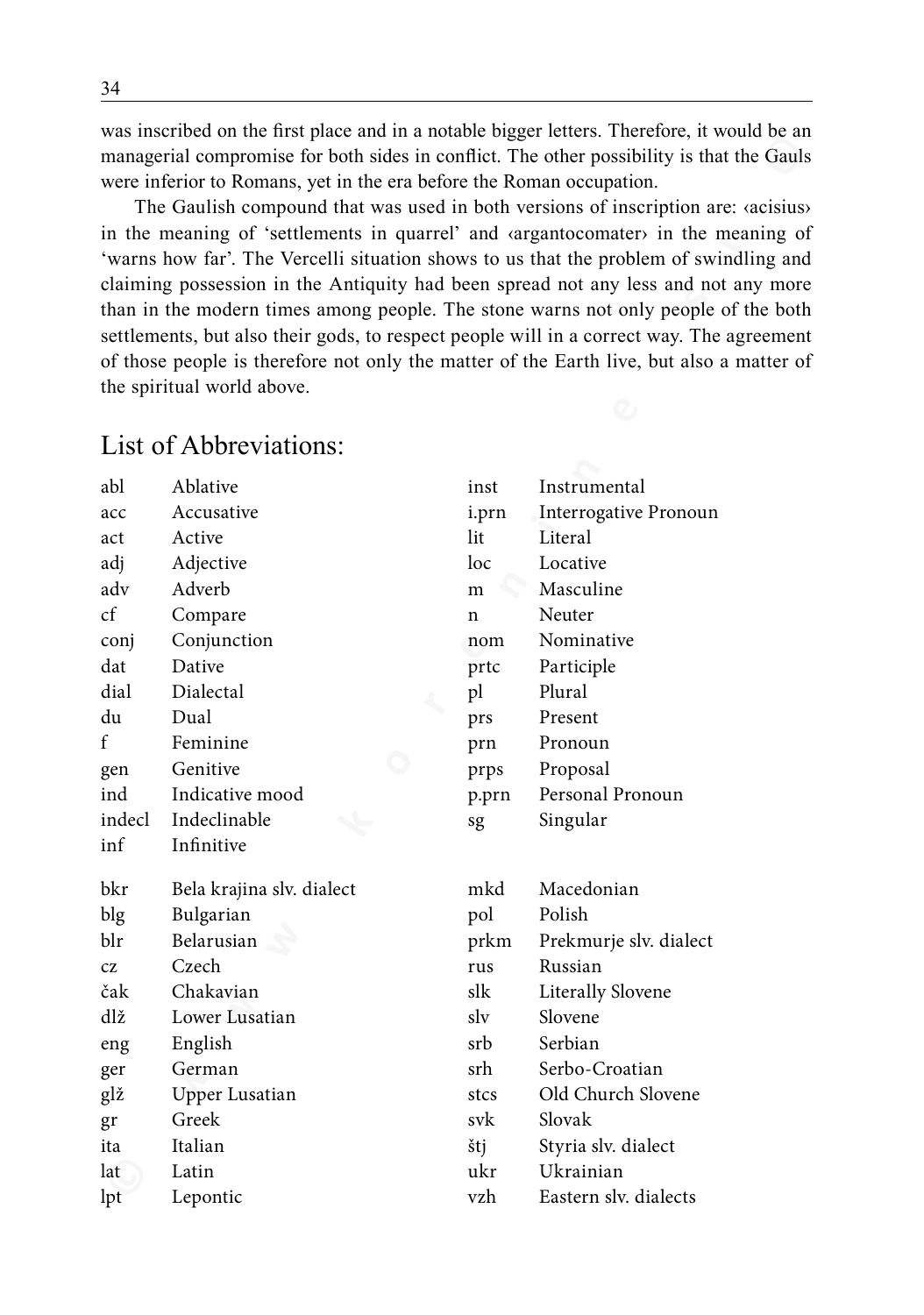was inscribed on the first place and in a notable bigger letters. Therefore, it would be an managerial compromise for both sides in conflict. The other possibility is that the Gauls were inferior to Romans, yet in the era before the Roman occupation.

The Gaulish compound that was used in both versions of inscription are: ‹acisius› in the meaning of 'settlements in quarrel' and ‹argantocomater› in the meaning of 'warns how far'. The Vercelli situation shows to us that the problem of swindling and claiming possession in the Antiquity had been spread not any less and not any more than in the modern times among people. The stone warns not only people of the both settlements, but also their gods, to respect people will in a correct way. The agreement of those people is therefore not only the matter of the Earth live, but also a matter of the spiritual world above.

## List of Abbreviations:

| | | | |
|---|---|---|---|
| abl | Ablative | inst | Instrumental |
| acc | Accusative | i.prn | Interrogative Pronoun |
| act | Active | lit | Literal |
| adj | Adjective | loc | Locative |
| adv | Adverb | m | Masculine |
| cf | Compare | n | Neuter |
| conj | Conjunction | nom | Nominative |
| dat | Dative | prtc | Participle |
| dial | Dialectal | pl | Plural |
| du | Dual | prs | Present |
| f | Feminine | prn | Pronoun |
| gen | Genitive | prps | Proposal |
| ind | Indicative mood | p.prn | Personal Pronoun |
| indecl | Indeclinable | sg | Singular |
| inf | Infinitive | | |

| | | | |
|---|---|---|---|
| bkr | Bela krajina slv. dialect | mkd | Macedonian |
| blg | Bulgarian | pol | Polish |
| blr | Belarusian | prkm | Prekmurje slv. dialect |
| cz | Czech | rus | Russian |
| čak | Chakavian | slk | Literally Slovene |
| dlž | Lower Lusatian | slv | Slovene |
| eng | English | srb | Serbian |
| ger | German | srh | Serbo-Croatian |
| glž | Upper Lusatian | stcs | Old Church Slovene |
| gr | Greek | svk | Slovak |
| ita | Italian | štj | Styria slv. dialect |
| lat | Latin | ukr | Ukrainian |
| lpt | Lepontic | vzh | Eastern slv. dialects |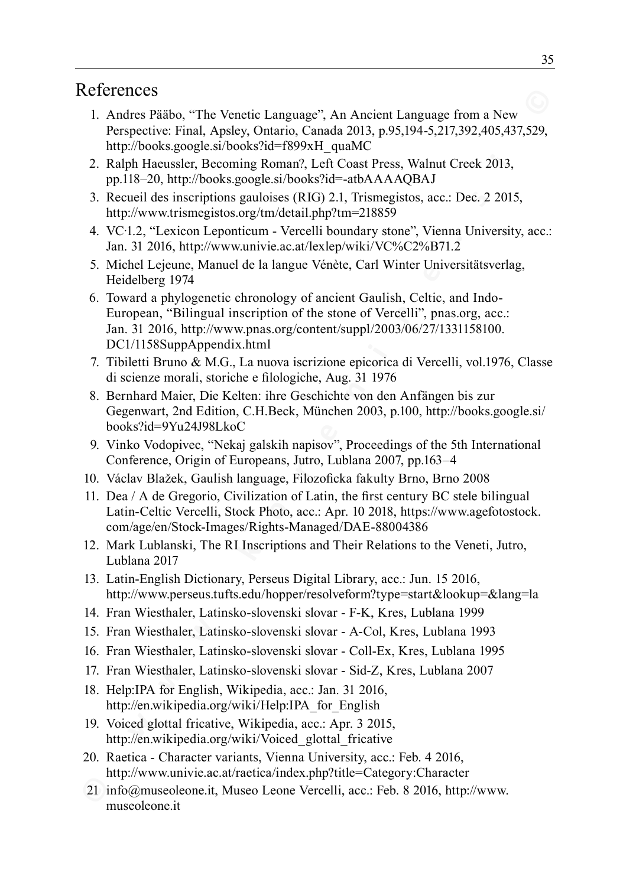# References

1. Andres Pääbo, "The Venetic Language", An Ancient Language from a New Perspective: Final, Apsley, Ontario, Canada 2013, p.95,194-5,217,392,405,437,529, http://books.google.si/books?id=f899xH_quaMC
2. Ralph Haeussler, Becoming Roman?, Left Coast Press, Walnut Creek 2013, pp.118–20, http://books.google.si/books?id=-atbAAAAQBAJ
3. Recueil des inscriptions gauloises (RIG) 2.1, Trismegistos, acc.: Dec. 2 2015, http://www.trismegistos.org/tm/detail.php?tm=218859
4. VC·1.2, "Lexicon Leponticum - Vercelli boundary stone", Vienna University, acc.: Jan. 31 2016, http://www.univie.ac.at/lexlep/wiki/VC%C2%B71.2
5. Michel Lejeune, Manuel de la langue Vénète, Carl Winter Universitätsverlag, Heidelberg 1974
6. Toward a phylogenetic chronology of ancient Gaulish, Celtic, and Indo-European, "Bilingual inscription of the stone of Vercelli", pnas.org, acc.: Jan. 31 2016, http://www.pnas.org/content/suppl/2003/06/27/1331158100.DC1/1158SuppAppendix.html
7. Tibiletti Bruno & M.G., La nuova iscrizione epicorica di Vercelli, vol.1976, Classe di scienze morali, storiche e filologiche, Aug. 31 1976
8. Bernhard Maier, Die Kelten: ihre Geschichte von den Anfängen bis zur Gegenwart, 2nd Edition, C.H.Beck, München 2003, p.100, http://books.google.si/books?id=9Yu24J98LkoC
9. Vinko Vodopivec, "Nekaj galskih napisov", Proceedings of the 5th International Conference, Origin of Europeans, Jutro, Lublana 2007, pp.163–4
10. Václav Blažek, Gaulish language, Filozoficka fakulty Brno, Brno 2008
11. Dea / A de Gregorio, Civilization of Latin, the first century BC stele bilingual Latin-Celtic Vercelli, Stock Photo, acc.: Apr. 10 2018, https://www.agefotostock.com/age/en/Stock-Images/Rights-Managed/DAE-88004386
12. Mark Lublanski, The RI Inscriptions and Their Relations to the Veneti, Jutro, Lublana 2017
13. Latin-English Dictionary, Perseus Digital Library, acc.: Jun. 15 2016, http://www.perseus.tufts.edu/hopper/resolveform?type=start&lookup=&lang=la
14. Fran Wiesthaler, Latinsko-slovenski slovar - F-K, Kres, Lublana 1999
15. Fran Wiesthaler, Latinsko-slovenski slovar - A-Col, Kres, Lublana 1993
16. Fran Wiesthaler, Latinsko-slovenski slovar - Coll-Ex, Kres, Lublana 1995
17. Fran Wiesthaler, Latinsko-slovenski slovar - Sid-Z, Kres, Lublana 2007
18. Help:IPA for English, Wikipedia, acc.: Jan. 31 2016, http://en.wikipedia.org/wiki/Help:IPA_for_English
19. Voiced glottal fricative, Wikipedia, acc.: Apr. 3 2015, http://en.wikipedia.org/wiki/Voiced_glottal_fricative
20. Raetica - Character variants, Vienna University, acc.: Feb. 4 2016, http://www.univie.ac.at/raetica/index.php?title=Category:Character
21. info@museoleone.it, Museo Leone Vercelli, acc.: Feb. 8 2016, http://www.museoleone.it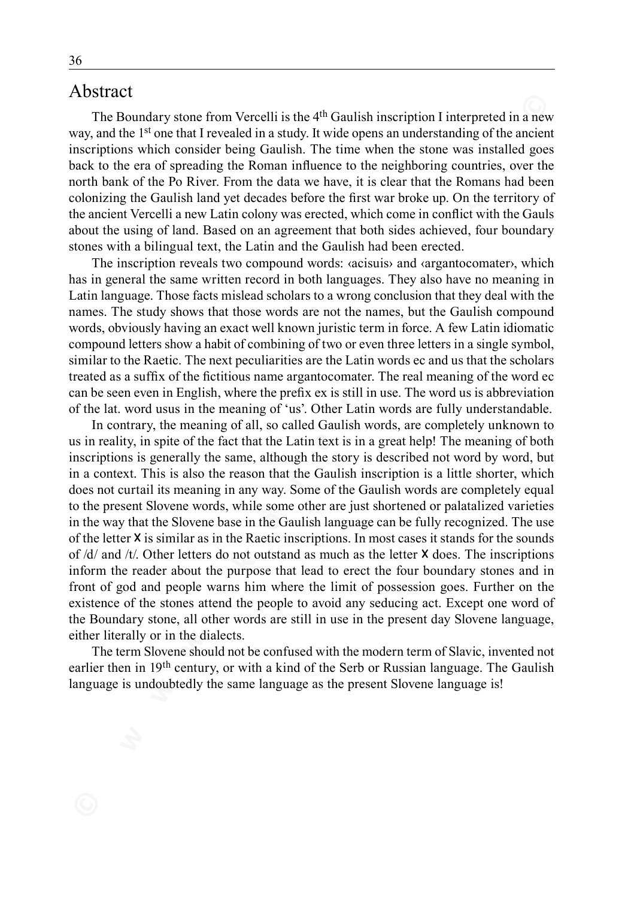## Abstract

The Boundary stone from Vercelli is the 4th Gaulish inscription I interpreted in a new way, and the 1st one that I revealed in a study. It wide opens an understanding of the ancient inscriptions which consider being Gaulish. The time when the stone was installed goes back to the era of spreading the Roman influence to the neighboring countries, over the north bank of the Po River. From the data we have, it is clear that the Romans had been colonizing the Gaulish land yet decades before the first war broke up. On the territory of the ancient Vercelli a new Latin colony was erected, which come in conflict with the Gauls about the using of land. Based on an agreement that both sides achieved, four boundary stones with a bilingual text, the Latin and the Gaulish had been erected.

The inscription reveals two compound words: ‹acisuis› and ‹argantocomater›, which has in general the same written record in both languages. They also have no meaning in Latin language. Those facts mislead scholars to a wrong conclusion that they deal with the names. The study shows that those words are not the names, but the Gaulish compound words, obviously having an exact well known juristic term in force. A few Latin idiomatic compound letters show a habit of combining of two or even three letters in a single symbol, similar to the Raetic. The next peculiarities are the Latin words ec and us that the scholars treated as a suffix of the fictitious name argantocomater. The real meaning of the word ec can be seen even in English, where the prefix ex is still in use. The word us is abbreviation of the lat. word usus in the meaning of ‘us’. Other Latin words are fully understandable.

In contrary, the meaning of all, so called Gaulish words, are completely unknown to us in reality, in spite of the fact that the Latin text is in a great help! The meaning of both inscriptions is generally the same, although the story is described not word by word, but in a context. This is also the reason that the Gaulish inscription is a little shorter, which does not curtail its meaning in any way. Some of the Gaulish words are completely equal to the present Slovene words, while some other are just shortened or palatalized varieties in the way that the Slovene base in the Gaulish language can be fully recognized. The use of the letter X is similar as in the Raetic inscriptions. In most cases it stands for the sounds of /d/ and /t/. Other letters do not outstand as much as the letter X does. The inscriptions inform the reader about the purpose that lead to erect the four boundary stones and in front of god and people warns him where the limit of possession goes. Further on the existence of the stones attend the people to avoid any seducing act. Except one word of the Boundary stone, all other words are still in use in the present day Slovene language, either literally or in the dialects.

The term Slovene should not be confused with the modern term of Slavic, invented not earlier then in 19th century, or with a kind of the Serb or Russian language. The Gaulish language is undoubtedly the same language as the present Slovene language is!